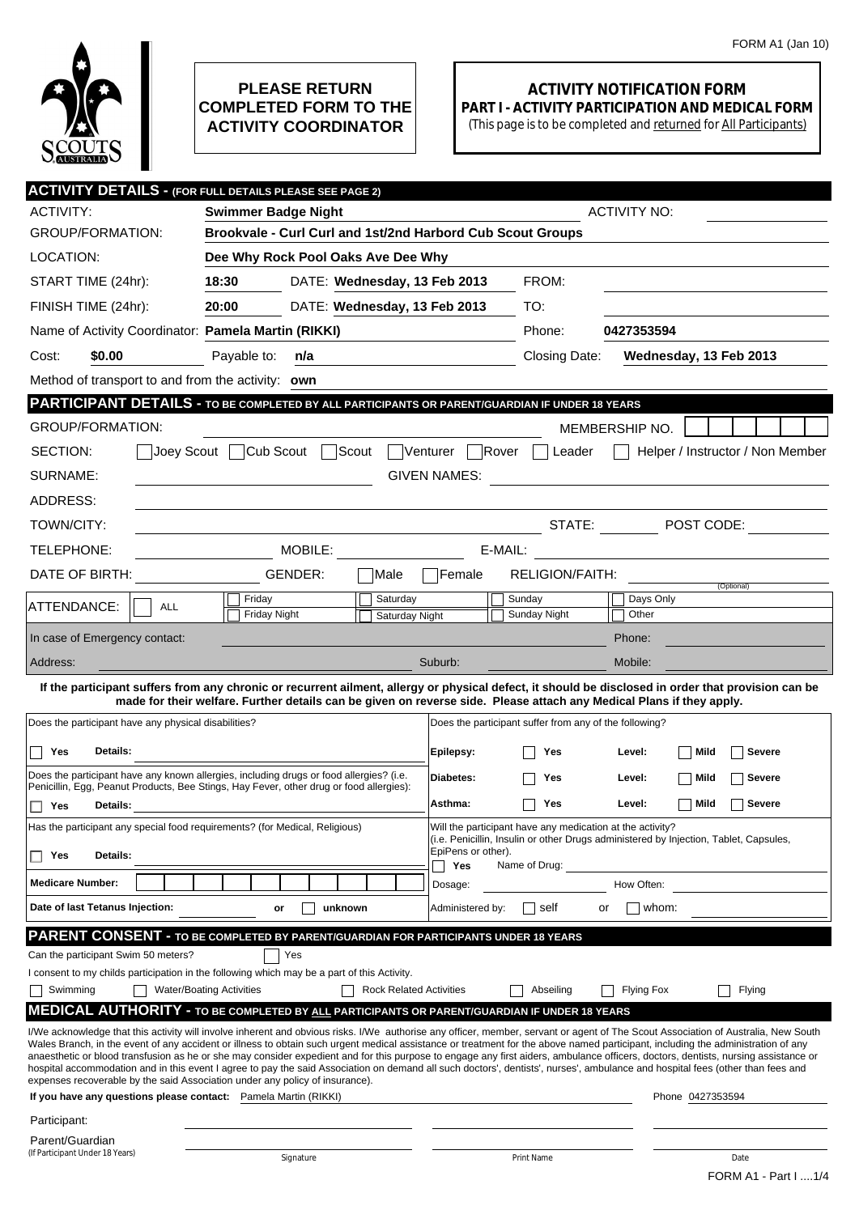FORM A1 (Jan 10)

**PLEASE RETURN COMPLETED FORM TO THE ACTIVITY COORDINATOR**

# ACTIVITY NOTIFICATION FORM

## PART I - ACTIVITY PARTICIPATION AND MEDICAL FORM

(This page is to be completed and returned for All Participants)

## ACTIVITY DETAILS - (FOR FULL DETAILS PLEASE SEE PAGE 2)

ACTIVITY: **Swimmer Badge Night** ACTIVITY NO:

GROUP/FORMATION: **Brookvale - Curl Curl and 1st/2nd Harbord Cub Scout Groups**

LOCATION: **Dee Why Rock Pool Oaks Ave Dee Why**

START TIME (24hr): **18:30** DATE: **Wednesday, 13 Feb 2013** FROM:

FINISH TIME (24hr): **20:00** DATE: **Wednesday, 13 Feb 2013** TO:

Name of Activity Coordinator: **Pamela Martin (RIKKI)** Phone: **0427353594**

Cost: **$0.00** Payable to: **n/a** Closing Date: **Wednesday, 13 Feb 2013**

Method of transport to and from the activity: **own**

## PARTICIPANT DETAILS - TO BE COMPLETED BY ALL PARTICIPANTS OR PARENT/GUARDIAN IF UNDER 18 YEARS

GROUP/FORMATION: MEMBERSHIP NO.

SECTION: ☐ Joey Scout ☐ Cub Scout ☐ Scout ☐ Venturer ☐ Rover ☐ Leader ☐ Helper / Instructor / Non Member

SURNAME: GIVEN NAMES:

ADDRESS:

TOWN/CITY: STATE: POST CODE:

TELEPHONE: MOBILE: E-MAIL:

DATE OF BIRTH: GENDER: ☐ Male ☐ Female RELIGION/FAITH: (Optional)

ATTENDANCE: ☐ ALL ☐ Friday ☐ Friday Night ☐ Saturday ☐ Saturday Night ☐ Sunday ☐ Sunday Night ☐ Days Only ☐ Other

In case of Emergency contact: Phone:

Address: Suburb: Mobile:

**If the participant suffers from any chronic or recurrent ailment, allergy or physical defect, it should be disclosed in order that provision can be made for their welfare. Further details can be given on reverse side. Please attach any Medical Plans if they apply.**

Does the participant have any physical disabilities?

☐ Yes **Details:**

Does the participant have any known allergies, including drugs or food allergies? (i.e. Penicillin, Egg, Peanut Products, Bee Stings, Hay Fever, other drug or food allergies):

☐ Yes **Details:**

Has the participant any special food requirements? (for Medical, Religious)

☐ Yes **Details:**

**Medicare Number:**

**Date of last Tetanus Injection:** or ☐ unknown

Does the participant suffer from any of the following?

| | | | |
|---|---|---|---|
| **Epilepsy:** | ☐ Yes | **Level:** | ☐ **Mild** ☐ **Severe** |
| **Diabetes:** | ☐ Yes | **Level:** | ☐ **Mild** ☐ **Severe** |
| **Asthma:** | ☐ Yes | **Level:** | ☐ **Mild** ☐ **Severe** |

Will the participant have any medication at the activity? (i.e. Penicillin, Insulin or other Drugs administered by Injection, Tablet, Capsules, EpiPens or other).

☐ **Yes** Name of Drug:

Dosage: How Often:

Administered by: ☐ self or ☐ whom:

## PARENT CONSENT - TO BE COMPLETED BY PARENT/GUARDIAN FOR PARTICIPANTS UNDER 18 YEARS

Can the participant Swim 50 meters? ☐ Yes

I consent to my childs participation in the following which may be a part of this Activity.

☐ Swimming ☐ Water/Boating Activities ☐ Rock Related Activities ☐ Abseiling ☐ Flying Fox ☐ Flying

## MEDICAL AUTHORITY - TO BE COMPLETED BY ALL PARTICIPANTS OR PARENT/GUARDIAN IF UNDER 18 YEARS

I/We acknowledge that this activity will involve inherent and obvious risks. I/We authorise any officer, member, servant or agent of The Scout Association of Australia, New South Wales Branch, in the event of any accident or illness to obtain such urgent medical assistance or treatment for the above named participant, including the administration of any anaesthetic or blood transfusion as he or she may consider expedient and for this purpose to engage any first aiders, ambulance officers, doctors, dentists, nursing assistance or hospital accommodation and in this event I agree to pay the said Association on demand all such doctors', dentists', nurses', ambulance and hospital fees (other than fees and expenses recoverable by the said Association under any policy of insurance).

**If you have any questions please contact:** Pamela Martin (RIKKI) Phone 0427353594

| | Signature | Print Name | Date |
|---|---|---|---|
| Participant: | | | |
| Parent/Guardian (If Participant Under 18 Years) | | | |

FORM A1 - Part I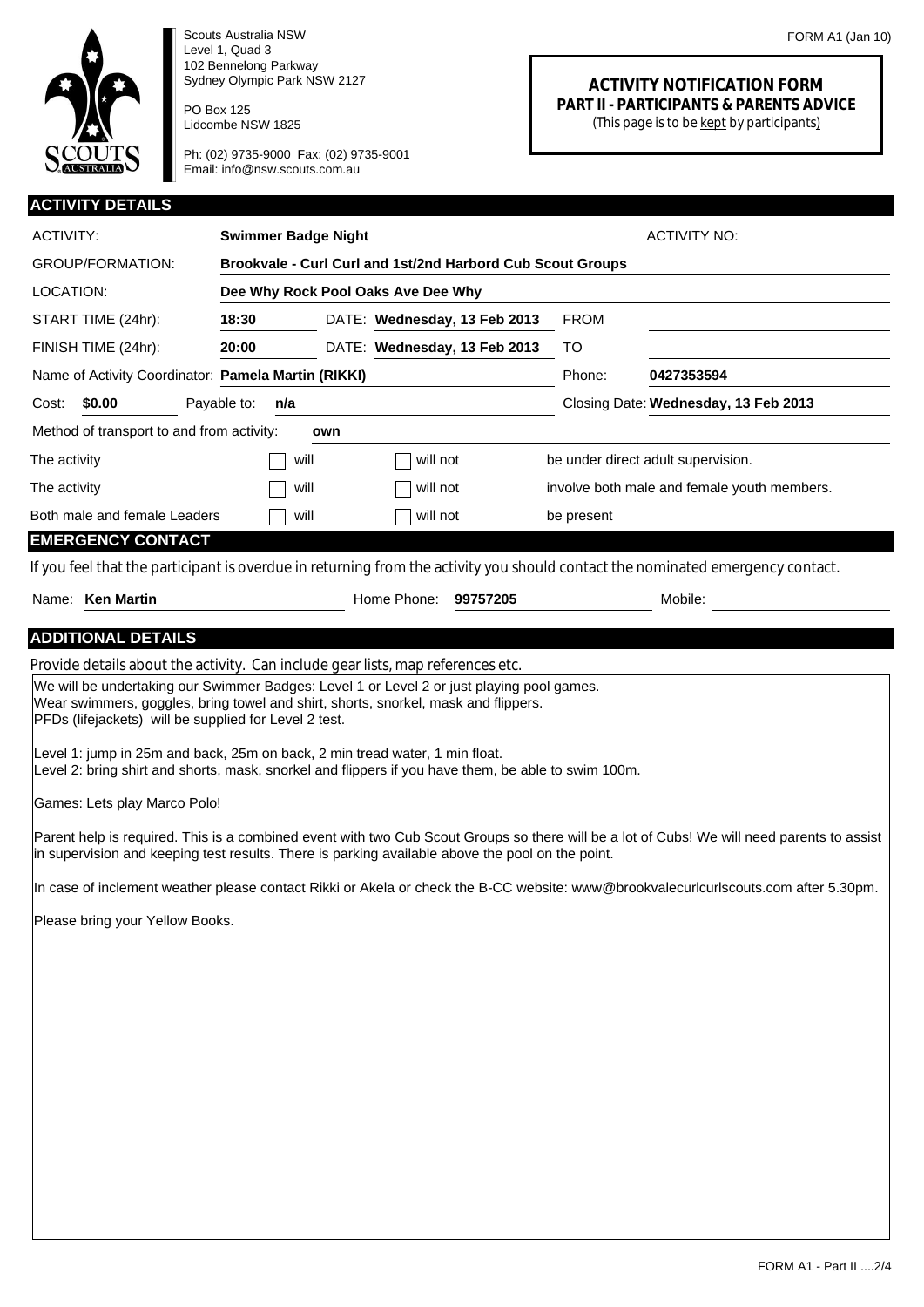Scouts Australia NSW
Level 1, Quad 3
102 Bennelong Parkway
Sydney Olympic Park NSW 2127

PO Box 125
Lidcombe NSW 1825

Ph: (02) 9735-9000 Fax: (02) 9735-9001
Email: info@nsw.scouts.com.au

FORM A1 (Jan 10)

# ACTIVITY NOTIFICATION FORM
## PART II - PARTICIPANTS & PARENTS ADVICE
*(This page is to be kept by participants)*

## ACTIVITY DETAILS

| | | | | | |
|---|---|---|---|---|---|
| ACTIVITY: | **Swimmer Badge Night** | | | ACTIVITY NO: | |
| GROUP/FORMATION: | **Brookvale - Curl Curl and 1st/2nd Harbord Cub Scout Groups** | | | | |
| LOCATION: | **Dee Why Rock Pool Oaks Ave Dee Why** | | | | |
| START TIME (24hr): | **18:30** | DATE: **Wednesday, 13 Feb 2013** | | FROM | |
| FINISH TIME (24hr): | **20:00** | DATE: **Wednesday, 13 Feb 2013** | | TO | |

Name of Activity Coordinator: **Pamela Martin (RIKKI)** Phone: **0427353594**

Cost: **$0.00** Payable to: **n/a** Closing Date: **Wednesday, 13 Feb 2013**

Method of transport to and from activity: **own**

The activity ☐ will ☐ will not be under direct adult supervision.

The activity ☐ will ☐ will not involve both male and female youth members.

Both male and female Leaders ☐ will ☐ will not be present

## EMERGENCY CONTACT

If you feel that the participant is overdue in returning from the activity you should contact the nominated emergency contact.

Name: **Ken Martin** Home Phone: **99757205** Mobile:

## ADDITIONAL DETAILS

Provide details about the activity. Can include gear lists, map references etc.

We will be undertaking our Swimmer Badges: Level 1 or Level 2 or just playing pool games.
Wear swimmers, goggles, bring towel and shirt, shorts, snorkel, mask and flippers.
PFDs (lifejackets) will be supplied for Level 2 test.

Level 1: jump in 25m and back, 25m on back, 2 min tread water, 1 min float.
Level 2: bring shirt and shorts, mask, snorkel and flippers if you have them, be able to swim 100m.

Games: Lets play Marco Polo!

Parent help is required. This is a combined event with two Cub Scout Groups so there will be a lot of Cubs! We will need parents to assist in supervision and keeping test results. There is parking available above the pool on the point.

In case of inclement weather please contact Rikki or Akela or check the B-CC website: www@brookvalecurlcurlscouts.com after 5.30pm.

Please bring your Yellow Books.

FORM A1 - Part II ....2/4